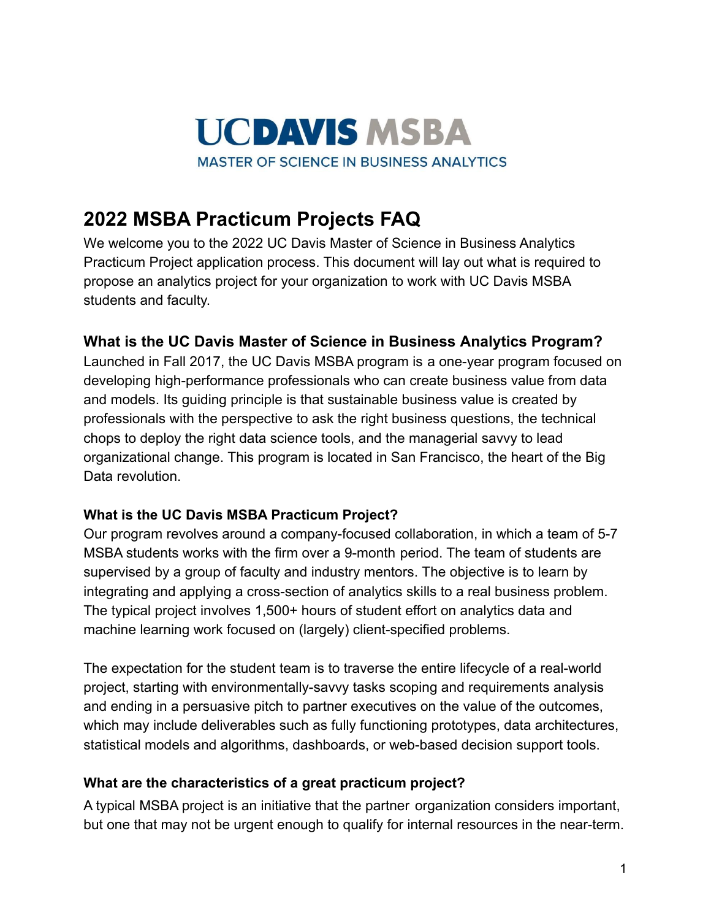UCDAVIS MSBA

MASTER OF SCIENCE IN BUSINESS ANALYTICS

# 2022 MSBA Practicum Projects FAQ

We welcome you to the 2022 UC Davis Master of Science in Business Analytics Practicum Project application process. This document will lay out what is required to propose an analytics project for your organization to work with UC Davis MSBA students and faculty.

## What is the UC Davis Master of Science in Business Analytics Program?

Launched in Fall 2017, the UC Davis MSBA program is a one-year program focused on developing high-performance professionals who can create business value from data and models. Its guiding principle is that sustainable business value is created by professionals with the perspective to ask the right business questions, the technical chops to deploy the right data science tools, and the managerial savvy to lead organizational change. This program is located in San Francisco, the heart of the Big Data revolution.

### What is the UC Davis MSBA Practicum Project?

Our program revolves around a company-focused collaboration, in which a team of 5-7 MSBA students works with the firm over a 9-month period. The team of students are supervised by a group of faculty and industry mentors. The objective is to learn by integrating and applying a cross-section of analytics skills to a real business problem. The typical project involves 1,500+ hours of student effort on analytics data and machine learning work focused on (largely) client-specified problems.

The expectation for the student team is to traverse the entire lifecycle of a real-world project, starting with environmentally-savvy tasks scoping and requirements analysis and ending in a persuasive pitch to partner executives on the value of the outcomes, which may include deliverables such as fully functioning prototypes, data architectures, statistical models and algorithms, dashboards, or web-based decision support tools.

### What are the characteristics of a great practicum project?

A typical MSBA project is an initiative that the partner organization considers important, but one that may not be urgent enough to qualify for internal resources in the near-term.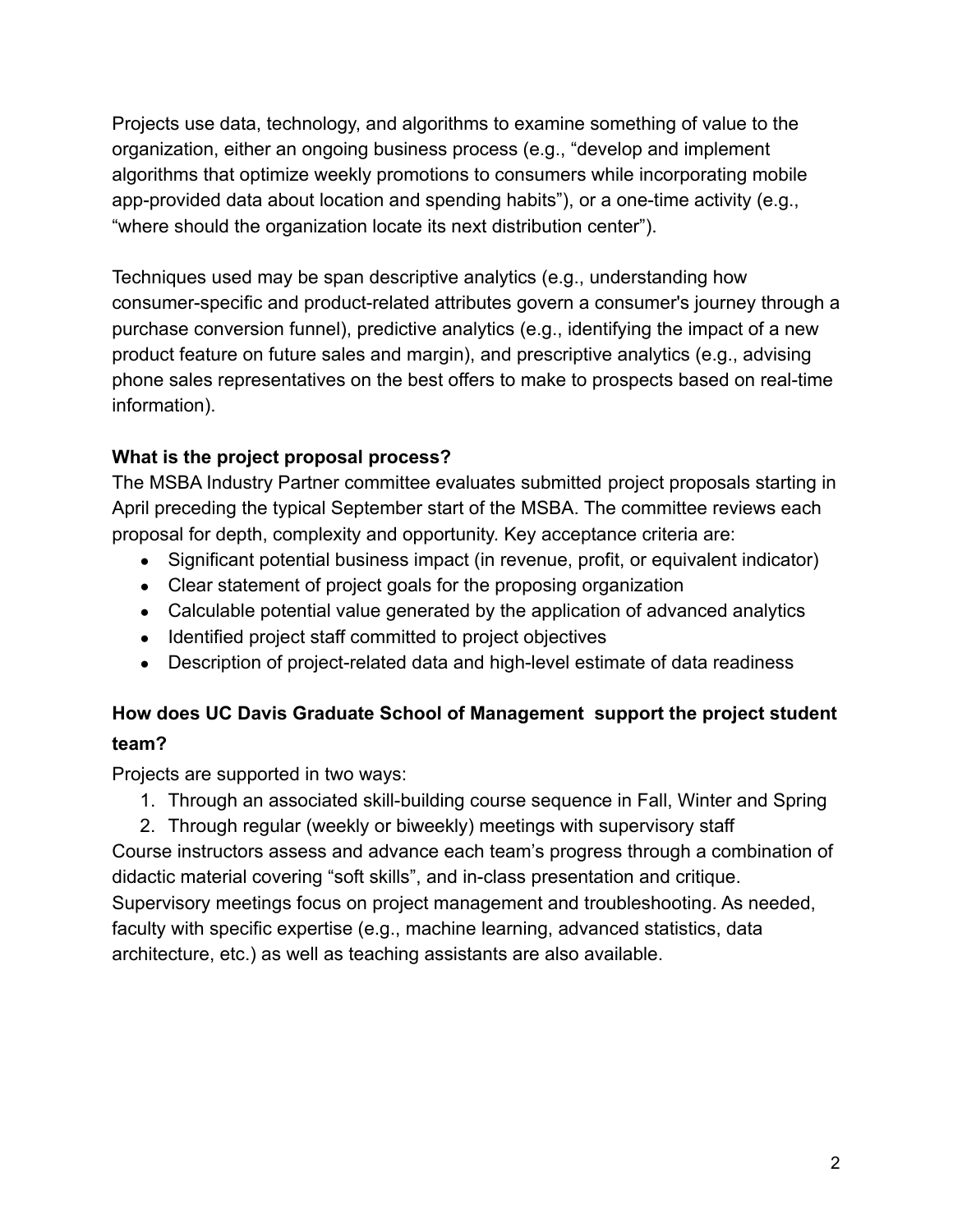Projects use data, technology, and algorithms to examine something of value to the organization, either an ongoing business process (e.g., "develop and implement algorithms that optimize weekly promotions to consumers while incorporating mobile app-provided data about location and spending habits"), or a one-time activity (e.g., "where should the organization locate its next distribution center").

Techniques used may be span descriptive analytics (e.g., understanding how consumer-specific and product-related attributes govern a consumer's journey through a purchase conversion funnel), predictive analytics (e.g., identifying the impact of a new product feature on future sales and margin), and prescriptive analytics (e.g., advising phone sales representatives on the best offers to make to prospects based on real-time information).

**What is the project proposal process?**

The MSBA Industry Partner committee evaluates submitted project proposals starting in April preceding the typical September start of the MSBA. The committee reviews each proposal for depth, complexity and opportunity. Key acceptance criteria are:

- Significant potential business impact (in revenue, profit, or equivalent indicator)
- Clear statement of project goals for the proposing organization
- Calculable potential value generated by the application of advanced analytics
- Identified project staff committed to project objectives
- Description of project-related data and high-level estimate of data readiness

**How does UC Davis Graduate School of Management support the project student team?**

Projects are supported in two ways:

1. Through an associated skill-building course sequence in Fall, Winter and Spring
2. Through regular (weekly or biweekly) meetings with supervisory staff

Course instructors assess and advance each team's progress through a combination of didactic material covering "soft skills", and in-class presentation and critique. Supervisory meetings focus on project management and troubleshooting. As needed, faculty with specific expertise (e.g., machine learning, advanced statistics, data architecture, etc.) as well as teaching assistants are also available.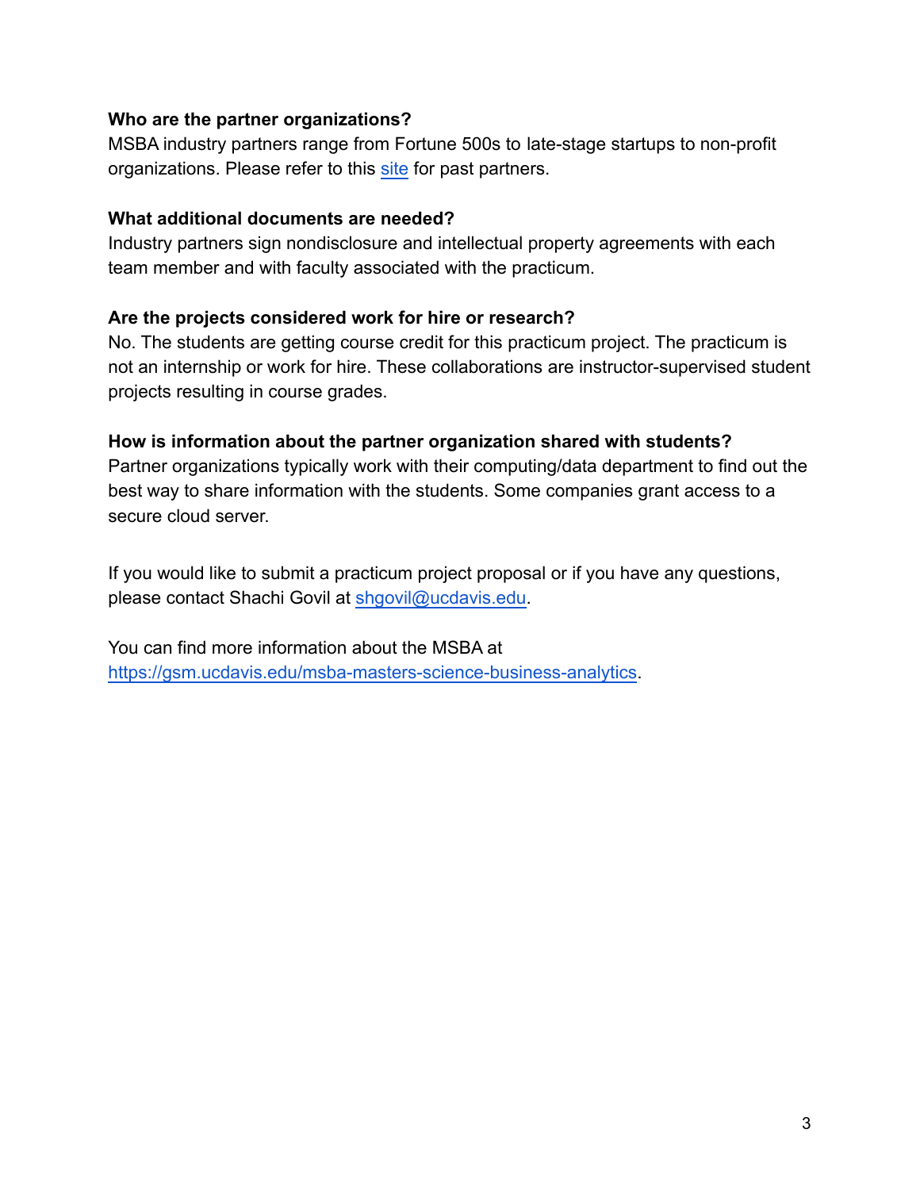**Who are the partner organizations?**
MSBA industry partners range from Fortune 500s to late-stage startups to non-profit organizations. Please refer to this site for past partners.

**What additional documents are needed?**
Industry partners sign nondisclosure and intellectual property agreements with each team member and with faculty associated with the practicum.

**Are the projects considered work for hire or research?**
No. The students are getting course credit for this practicum project. The practicum is not an internship or work for hire. These collaborations are instructor-supervised student projects resulting in course grades.

**How is information about the partner organization shared with students?**
Partner organizations typically work with their computing/data department to find out the best way to share information with the students. Some companies grant access to a secure cloud server.

If you would like to submit a practicum project proposal or if you have any questions, please contact Shachi Govil at shgovil@ucdavis.edu.

You can find more information about the MSBA at https://gsm.ucdavis.edu/msba-masters-science-business-analytics.